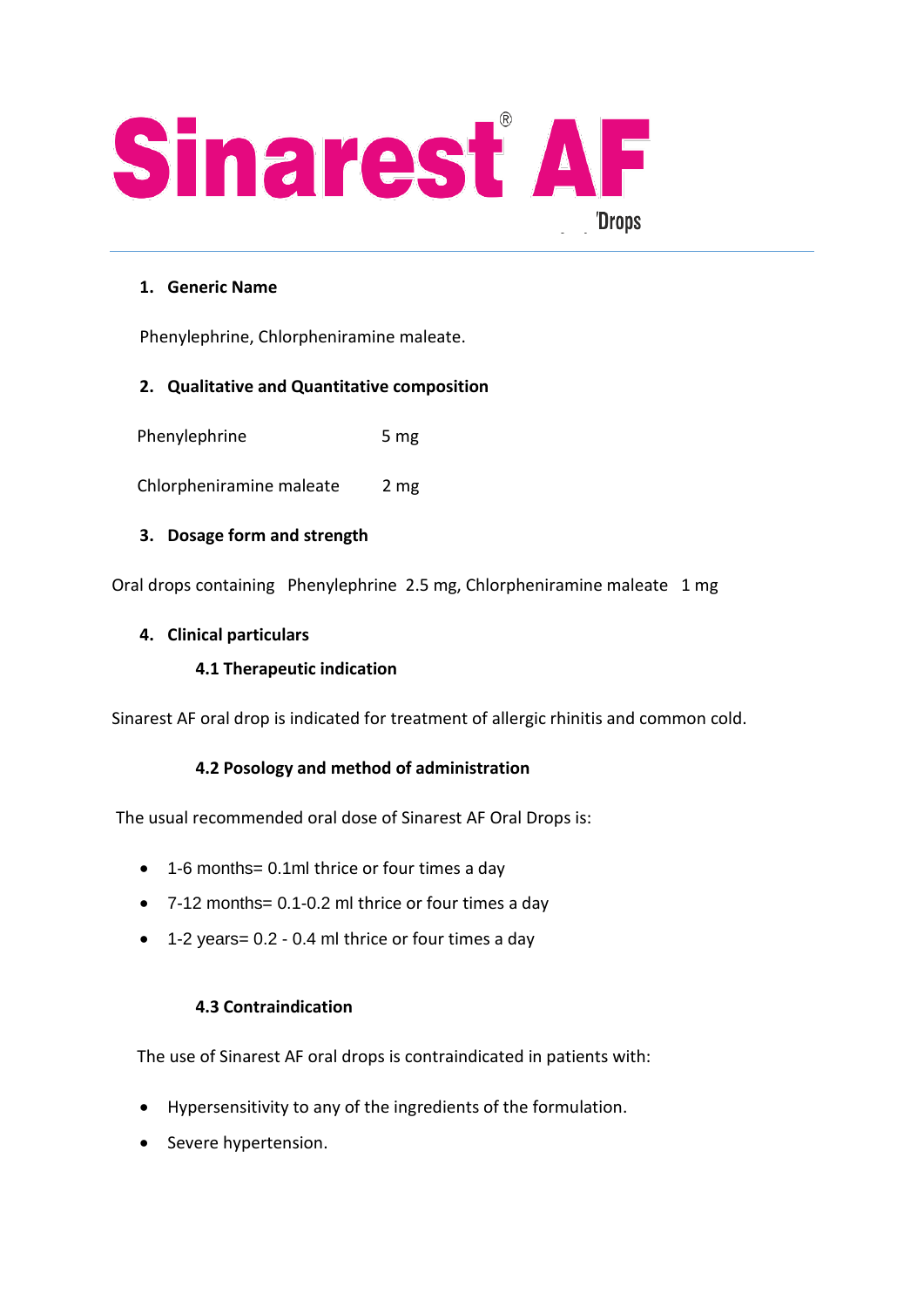# Sinarest® AF

'Drops

## 1. Generic Name

Phenylephrine, Chlorpheniramine maleate.

## 2. Qualitative and Quantitative composition

| | |
|---|---|
| Phenylephrine | 5 mg |
| Chlorpheniramine maleate | 2 mg |

## 3. Dosage form and strength

Oral drops containing Phenylephrine 2.5 mg, Chlorpheniramine maleate 1 mg

## 4. Clinical particulars

### 4.1 Therapeutic indication

Sinarest AF oral drop is indicated for treatment of allergic rhinitis and common cold.

### 4.2 Posology and method of administration

The usual recommended oral dose of Sinarest AF Oral Drops is:

- 1-6 months= 0.1ml thrice or four times a day
- 7-12 months= 0.1-0.2 ml thrice or four times a day
- 1-2 years= 0.2 - 0.4 ml thrice or four times a day

### 4.3 Contraindication

The use of Sinarest AF oral drops is contraindicated in patients with:

- Hypersensitivity to any of the ingredients of the formulation.
- Severe hypertension.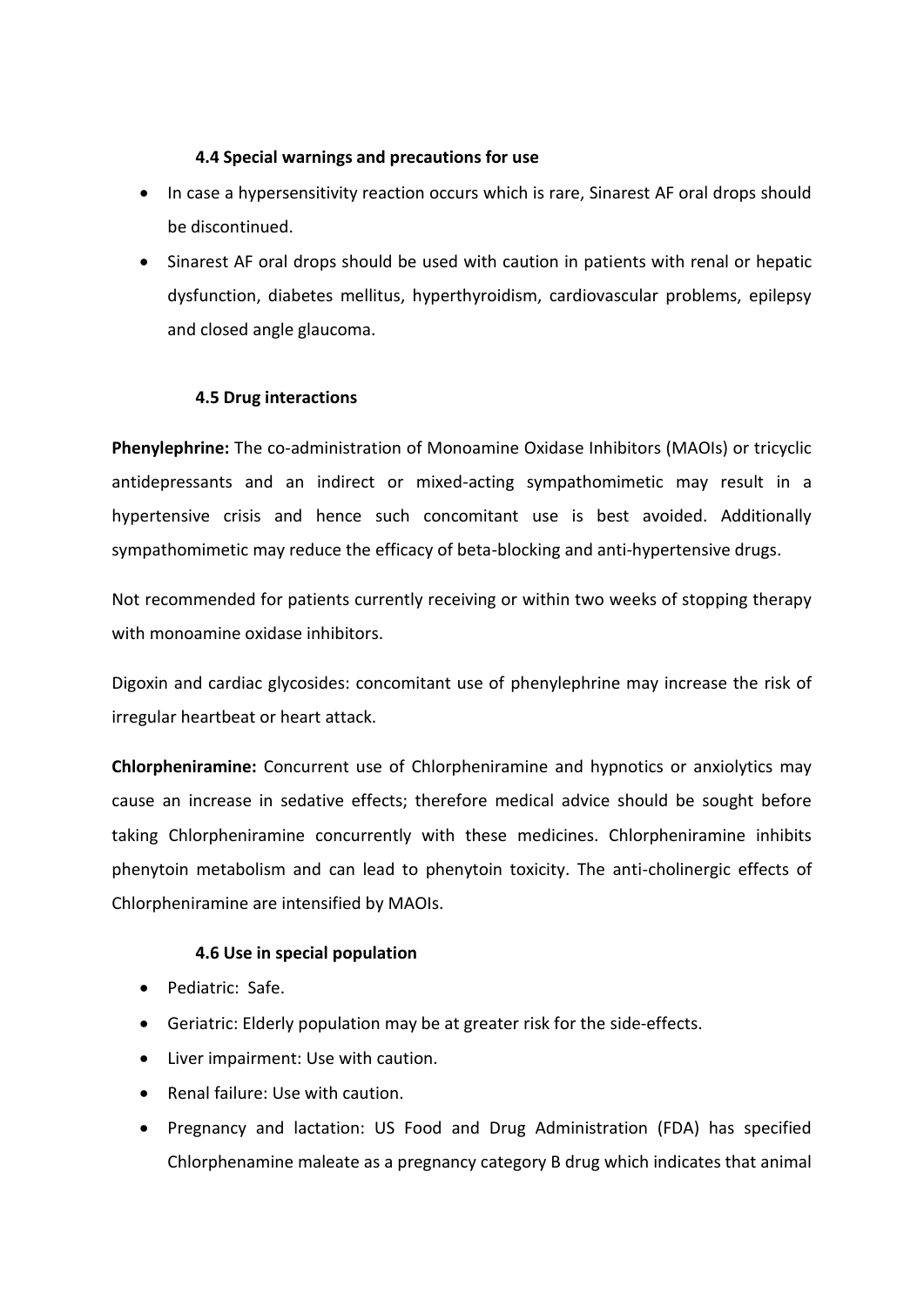### 4.4 Special warnings and precautions for use

- In case a hypersensitivity reaction occurs which is rare, Sinarest AF oral drops should be discontinued.
- Sinarest AF oral drops should be used with caution in patients with renal or hepatic dysfunction, diabetes mellitus, hyperthyroidism, cardiovascular problems, epilepsy and closed angle glaucoma.

### 4.5 Drug interactions

**Phenylephrine:** The co-administration of Monoamine Oxidase Inhibitors (MAOIs) or tricyclic antidepressants and an indirect or mixed-acting sympathomimetic may result in a hypertensive crisis and hence such concomitant use is best avoided. Additionally sympathomimetic may reduce the efficacy of beta-blocking and anti-hypertensive drugs.

Not recommended for patients currently receiving or within two weeks of stopping therapy with monoamine oxidase inhibitors.

Digoxin and cardiac glycosides: concomitant use of phenylephrine may increase the risk of irregular heartbeat or heart attack.

**Chlorpheniramine:** Concurrent use of Chlorpheniramine and hypnotics or anxiolytics may cause an increase in sedative effects; therefore medical advice should be sought before taking Chlorpheniramine concurrently with these medicines. Chlorpheniramine inhibits phenytoin metabolism and can lead to phenytoin toxicity. The anti-cholinergic effects of Chlorpheniramine are intensified by MAOIs.

### 4.6 Use in special population

- Pediatric: Safe.
- Geriatric: Elderly population may be at greater risk for the side-effects.
- Liver impairment: Use with caution.
- Renal failure: Use with caution.
- Pregnancy and lactation: US Food and Drug Administration (FDA) has specified Chlorphenamine maleate as a pregnancy category B drug which indicates that animal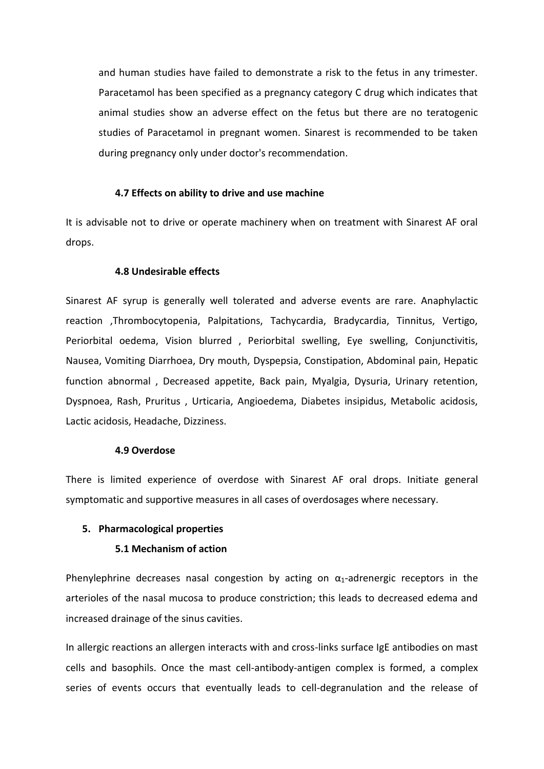and human studies have failed to demonstrate a risk to the fetus in any trimester. Paracetamol has been specified as a pregnancy category C drug which indicates that animal studies show an adverse effect on the fetus but there are no teratogenic studies of Paracetamol in pregnant women. Sinarest is recommended to be taken during pregnancy only under doctor's recommendation.

### 4.7 Effects on ability to drive and use machine

It is advisable not to drive or operate machinery when on treatment with Sinarest AF oral drops.

### 4.8 Undesirable effects

Sinarest AF syrup is generally well tolerated and adverse events are rare. Anaphylactic reaction ,Thrombocytopenia, Palpitations, Tachycardia, Bradycardia, Tinnitus, Vertigo, Periorbital oedema, Vision blurred , Periorbital swelling, Eye swelling, Conjunctivitis, Nausea, Vomiting Diarrhoea, Dry mouth, Dyspepsia, Constipation, Abdominal pain, Hepatic function abnormal , Decreased appetite, Back pain, Myalgia, Dysuria, Urinary retention, Dyspnoea, Rash, Pruritus , Urticaria, Angioedema, Diabetes insipidus, Metabolic acidosis, Lactic acidosis, Headache, Dizziness.

### 4.9 Overdose

There is limited experience of overdose with Sinarest AF oral drops. Initiate general symptomatic and supportive measures in all cases of overdosages where necessary.

## 5. Pharmacological properties

### 5.1 Mechanism of action

Phenylephrine decreases nasal congestion by acting on $\alpha_1$-adrenergic receptors in the arterioles of the nasal mucosa to produce constriction; this leads to decreased edema and increased drainage of the sinus cavities.

In allergic reactions an allergen interacts with and cross-links surface IgE antibodies on mast cells and basophils. Once the mast cell-antibody-antigen complex is formed, a complex series of events occurs that eventually leads to cell-degranulation and the release of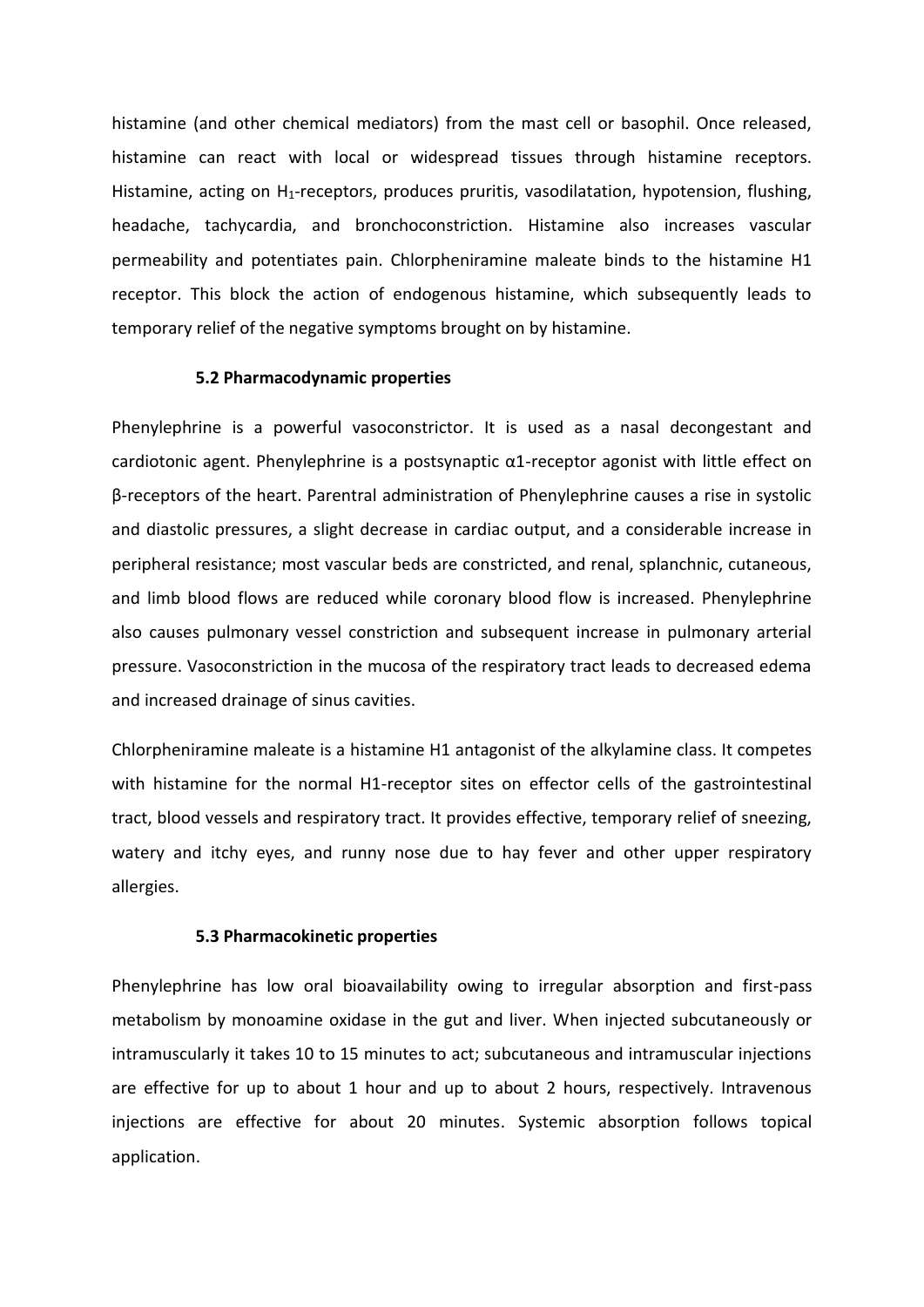histamine (and other chemical mediators) from the mast cell or basophil. Once released, histamine can react with local or widespread tissues through histamine receptors. Histamine, acting on $H_1$-receptors, produces pruritis, vasodilatation, hypotension, flushing, headache, tachycardia, and bronchoconstriction. Histamine also increases vascular permeability and potentiates pain. Chlorpheniramine maleate binds to the histamine H1 receptor. This block the action of endogenous histamine, which subsequently leads to temporary relief of the negative symptoms brought on by histamine.

### 5.2 Pharmacodynamic properties

Phenylephrine is a powerful vasoconstrictor. It is used as a nasal decongestant and cardiotonic agent. Phenylephrine is a postsynaptic $\alpha$1-receptor agonist with little effect on $\beta$-receptors of the heart. Parentral administration of Phenylephrine causes a rise in systolic and diastolic pressures, a slight decrease in cardiac output, and a considerable increase in peripheral resistance; most vascular beds are constricted, and renal, splanchnic, cutaneous, and limb blood flows are reduced while coronary blood flow is increased. Phenylephrine also causes pulmonary vessel constriction and subsequent increase in pulmonary arterial pressure. Vasoconstriction in the mucosa of the respiratory tract leads to decreased edema and increased drainage of sinus cavities.

Chlorpheniramine maleate is a histamine H1 antagonist of the alkylamine class. It competes with histamine for the normal H1-receptor sites on effector cells of the gastrointestinal tract, blood vessels and respiratory tract. It provides effective, temporary relief of sneezing, watery and itchy eyes, and runny nose due to hay fever and other upper respiratory allergies.

### 5.3 Pharmacokinetic properties

Phenylephrine has low oral bioavailability owing to irregular absorption and first-pass metabolism by monoamine oxidase in the gut and liver. When injected subcutaneously or intramuscularly it takes 10 to 15 minutes to act; subcutaneous and intramuscular injections are effective for up to about 1 hour and up to about 2 hours, respectively. Intravenous injections are effective for about 20 minutes. Systemic absorption follows topical application.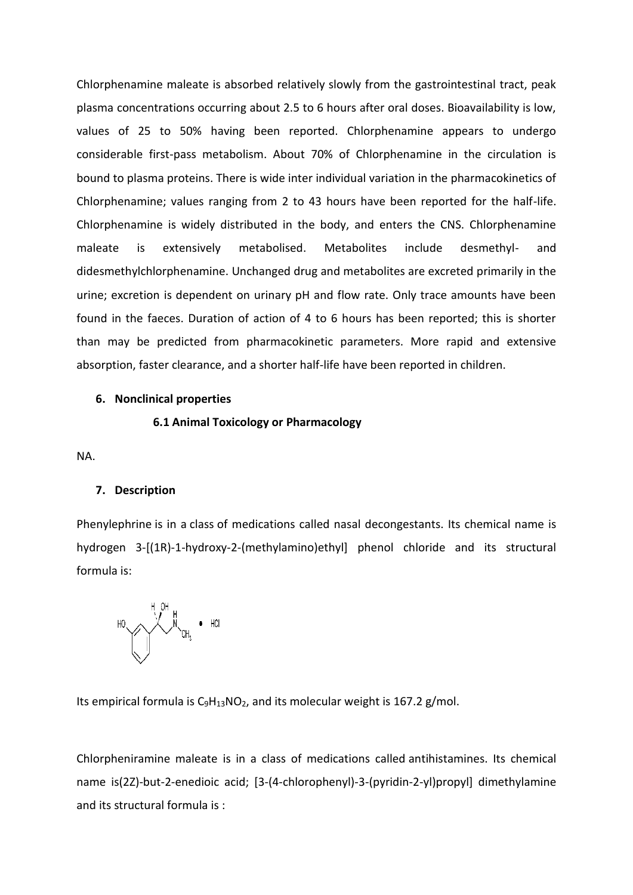Chlorphenamine maleate is absorbed relatively slowly from the gastrointestinal tract, peak plasma concentrations occurring about 2.5 to 6 hours after oral doses. Bioavailability is low, values of 25 to 50% having been reported. Chlorphenamine appears to undergo considerable first-pass metabolism. About 70% of Chlorphenamine in the circulation is bound to plasma proteins. There is wide inter individual variation in the pharmacokinetics of Chlorphenamine; values ranging from 2 to 43 hours have been reported for the half-life. Chlorphenamine is widely distributed in the body, and enters the CNS. Chlorphenamine maleate is extensively metabolised. Metabolites include desmethyl- and didesmethylchlorphenamine. Unchanged drug and metabolites are excreted primarily in the urine; excretion is dependent on urinary pH and flow rate. Only trace amounts have been found in the faeces. Duration of action of 4 to 6 hours has been reported; this is shorter than may be predicted from pharmacokinetic parameters. More rapid and extensive absorption, faster clearance, and a shorter half-life have been reported in children.

## 6. Nonclinical properties

### 6.1 Animal Toxicology or Pharmacology

NA.

## 7. Description

Phenylephrine is in a class of medications called nasal decongestants. Its chemical name is hydrogen 3-[(1R)-1-hydroxy-2-(methylamino)ethyl] phenol chloride and its structural formula is:

Its empirical formula is $C_9H_{13}NO_2$, and its molecular weight is 167.2 g/mol.

Chlorpheniramine maleate is in a class of medications called antihistamines. Its chemical name is(2Z)-but-2-enedioic acid; [3-(4-chlorophenyl)-3-(pyridin-2-yl)propyl] dimethylamine and its structural formula is :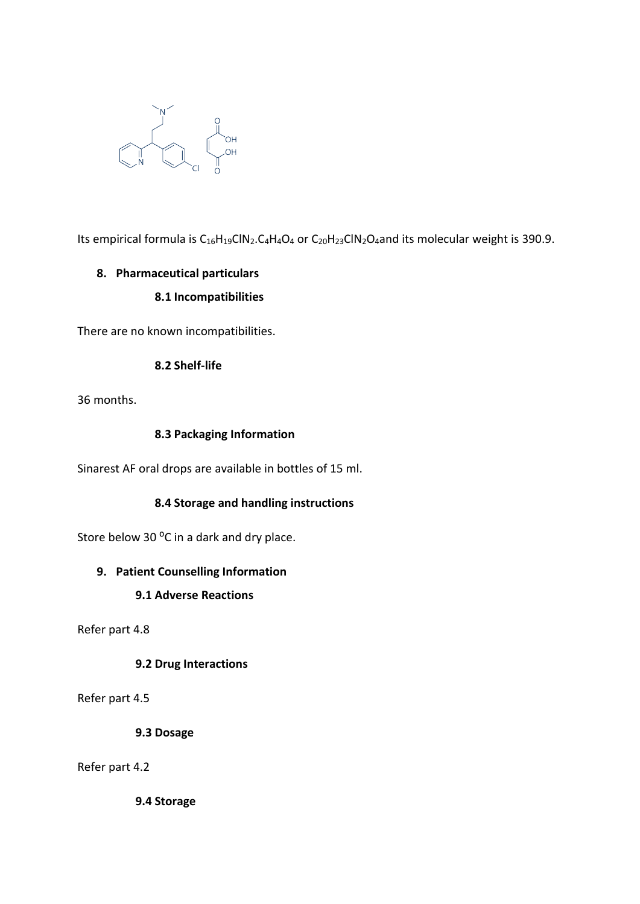Its empirical formula is $C_{16}H_{19}ClN_2.C_4H_4O_4$ or $C_{20}H_{23}ClN_2O_4$and its molecular weight is 390.9.

## 8. Pharmaceutical particulars

### 8.1 Incompatibilities

There are no known incompatibilities.

### 8.2 Shelf-life

36 months.

### 8.3 Packaging Information

Sinarest AF oral drops are available in bottles of 15 ml.

### 8.4 Storage and handling instructions

Store below 30 ⁰C in a dark and dry place.

## 9. Patient Counselling Information

### 9.1 Adverse Reactions

Refer part 4.8

### 9.2 Drug Interactions

Refer part 4.5

### 9.3 Dosage

Refer part 4.2

### 9.4 Storage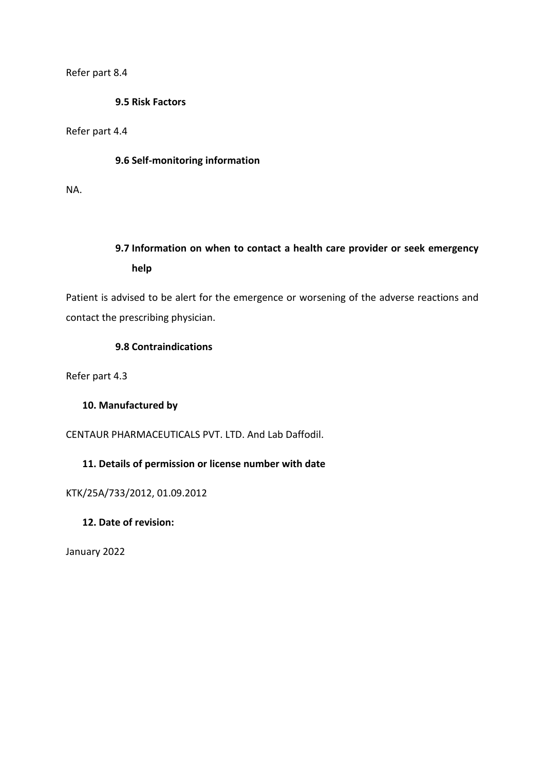Refer part 8.4

### 9.5 Risk Factors

Refer part 4.4

### 9.6 Self-monitoring information

NA.

### 9.7 Information on when to contact a health care provider or seek emergency help

Patient is advised to be alert for the emergence or worsening of the adverse reactions and contact the prescribing physician.

### 9.8 Contraindications

Refer part 4.3

## 10. Manufactured by

CENTAUR PHARMACEUTICALS PVT. LTD. And Lab Daffodil.

## 11. Details of permission or license number with date

KTK/25A/733/2012, 01.09.2012

## 12. Date of revision:

January 2022